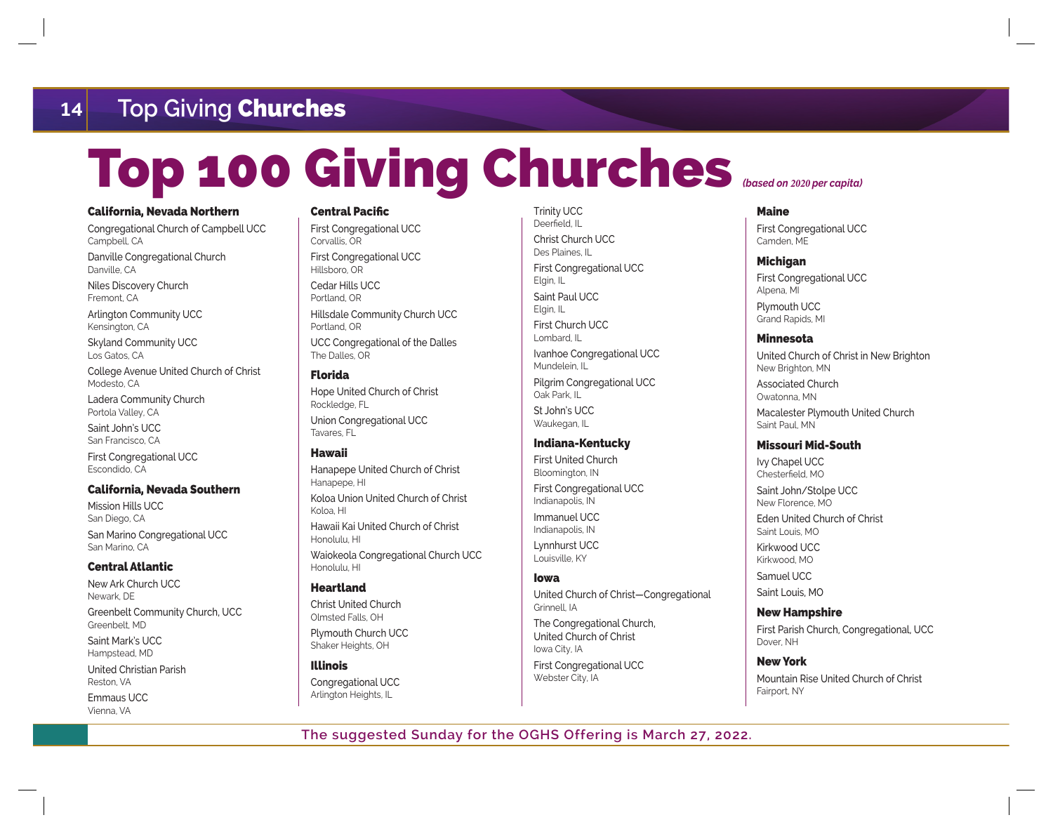# Top 100 Giving Churches *(based on 2020 per capita)*

### California, Nevada Northern

Congregational Church of Campbell UCC
Campbell, CA

Danville Congregational Church
Danville, CA

Niles Discovery Church
Fremont, CA

Arlington Community UCC
Kensington, CA

Skyland Community UCC
Los Gatos, CA

College Avenue United Church of Christ
Modesto, CA

Ladera Community Church
Portola Valley, CA

Saint John's UCC
San Francisco, CA

First Congregational UCC
Escondido, CA

### California, Nevada Southern

Mission Hills UCC
San Diego, CA

San Marino Congregational UCC
San Marino, CA

### Central Atlantic

New Ark Church UCC
Newark, DE

Greenbelt Community Church, UCC
Greenbelt, MD

Saint Mark's UCC
Hampstead, MD

United Christian Parish
Reston, VA

Emmaus UCC
Vienna, VA

### Central Pacific

First Congregational UCC
Corvallis, OR

First Congregational UCC
Hillsboro, OR

Cedar Hills UCC
Portland, OR

Hillsdale Community Church UCC
Portland, OR

UCC Congregational of the Dalles
The Dalles, OR

### Florida

Hope United Church of Christ
Rockledge, FL

Union Congregational UCC
Tavares, FL

### Hawaii

Hanapepe United Church of Christ
Hanapepe, HI

Koloa Union United Church of Christ
Koloa, HI

Hawaii Kai United Church of Christ
Honolulu, HI

Waiokeola Congregational Church UCC
Honolulu, HI

### Heartland

Christ United Church
Olmsted Falls, OH

Plymouth Church UCC
Shaker Heights, OH

### Illinois

Congregational UCC
Arlington Heights, IL

Trinity UCC
Deerfield, IL

Christ Church UCC
Des Plaines, IL

First Congregational UCC
Elgin, IL

Saint Paul UCC
Elgin, IL

First Church UCC
Lombard, IL

Ivanhoe Congregational UCC
Mundelein, IL

Pilgrim Congregational UCC
Oak Park, IL

St John's UCC
Waukegan, IL

### Indiana-Kentucky

First United Church
Bloomington, IN

First Congregational UCC
Indianapolis, IN

Immanuel UCC
Indianapolis, IN

Lynnhurst UCC
Louisville, KY

### Iowa

United Church of Christ—Congregational
Grinnell, IA

The Congregational Church, United Church of Christ
Iowa City, IA

First Congregational UCC
Webster City, IA

### Maine

First Congregational UCC
Camden, ME

### Michigan

First Congregational UCC
Alpena, MI

Plymouth UCC
Grand Rapids, MI

### Minnesota

United Church of Christ in New Brighton
New Brighton, MN

Associated Church
Owatonna, MN

Macalester Plymouth United Church
Saint Paul, MN

### Missouri Mid-South

Ivy Chapel UCC
Chesterfield, MO

Saint John/Stolpe UCC
New Florence, MO

Eden United Church of Christ
Saint Louis, MO

Kirkwood UCC
Kirkwood, MO

Samuel UCC
Saint Louis, MO

### New Hampshire

First Parish Church, Congregational, UCC
Dover, NH

### New York

Mountain Rise United Church of Christ
Fairport, NY

The suggested Sunday for the OGHS Offering is March 27, 2022.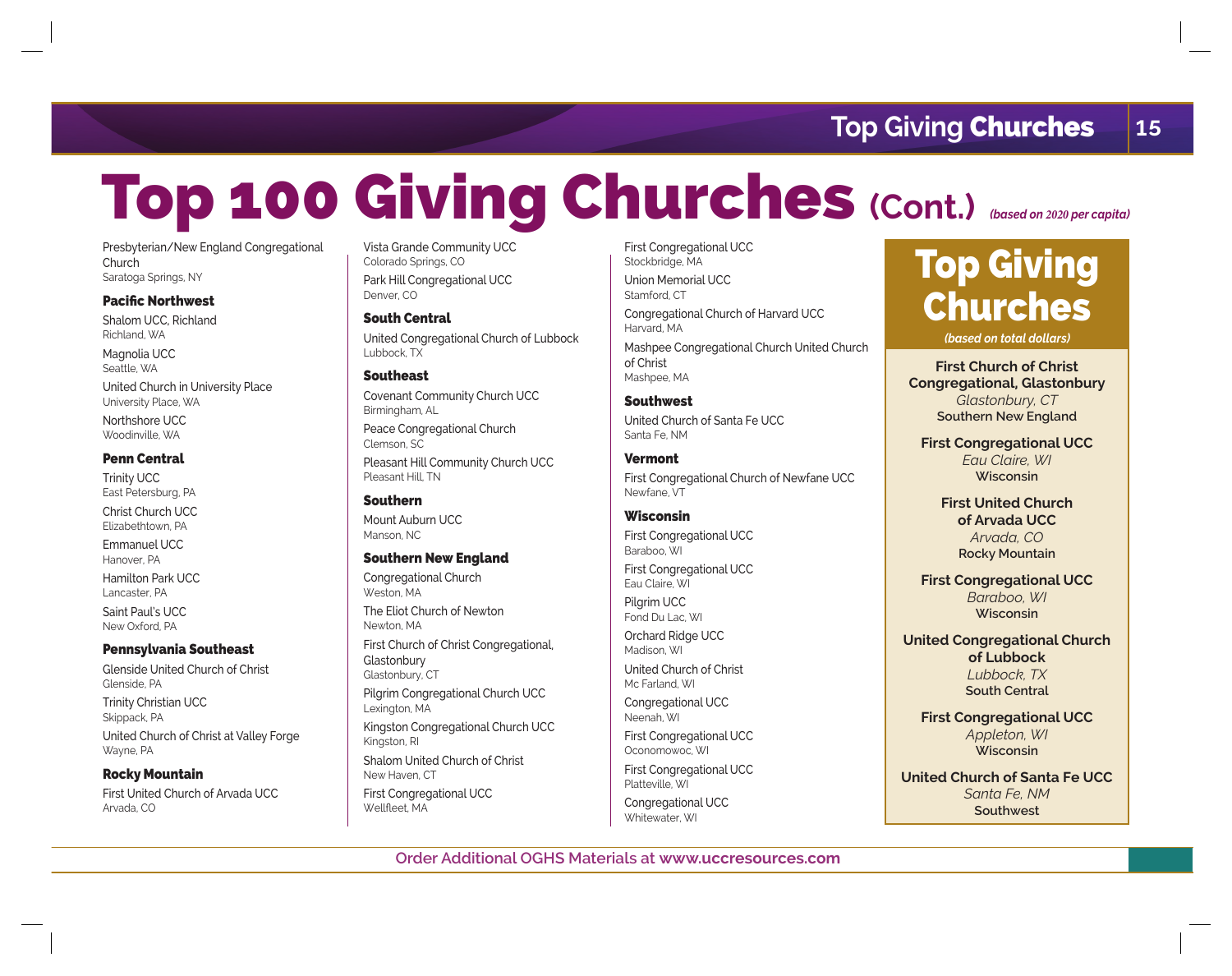# Top 100 Giving Churches (Cont.) *(based on 2020 per capita)*

Presbyterian/New England Congregational Church
Saratoga Springs, NY

### Pacific Northwest

Shalom UCC, Richland
Richland, WA

Magnolia UCC
Seattle, WA

United Church in University Place
University Place, WA

Northshore UCC
Woodinville, WA

### Penn Central

Trinity UCC
East Petersburg, PA

Christ Church UCC
Elizabethtown, PA

Emmanuel UCC
Hanover, PA

Hamilton Park UCC
Lancaster, PA

Saint Paul's UCC
New Oxford, PA

### Pennsylvania Southeast

Glenside United Church of Christ
Glenside, PA

Trinity Christian UCC
Skippack, PA

United Church of Christ at Valley Forge
Wayne, PA

### Rocky Mountain

First United Church of Arvada UCC
Arvada, CO

Vista Grande Community UCC
Colorado Springs, CO

Park Hill Congregational UCC
Denver, CO

### South Central

United Congregational Church of Lubbock
Lubbock, TX

### Southeast

Covenant Community Church UCC
Birmingham, AL

Peace Congregational Church
Clemson, SC

Pleasant Hill Community Church UCC
Pleasant Hill, TN

### Southern

Mount Auburn UCC
Manson, NC

### Southern New England

Congregational Church
Weston, MA

The Eliot Church of Newton
Newton, MA

First Church of Christ Congregational, Glastonbury
Glastonbury, CT

Pilgrim Congregational Church UCC
Lexington, MA

Kingston Congregational Church UCC
Kingston, RI

Shalom United Church of Christ
New Haven, CT

First Congregational UCC
Wellfleet, MA

First Congregational UCC
Stockbridge, MA

Union Memorial UCC
Stamford, CT

Congregational Church of Harvard UCC
Harvard, MA

Mashpee Congregational Church United Church of Christ
Mashpee, MA

### Southwest

United Church of Santa Fe UCC
Santa Fe, NM

### Vermont

First Congregational Church of Newfane UCC
Newfane, VT

### Wisconsin

First Congregational UCC
Baraboo, WI

First Congregational UCC
Eau Claire, WI

Pilgrim UCC
Fond Du Lac, WI

Orchard Ridge UCC
Madison, WI

United Church of Christ
Mc Farland, WI

Congregational UCC
Neenah, WI

First Congregational UCC
Oconomowoc, WI

First Congregational UCC
Platteville, WI

Congregational UCC
Whitewater, WI

## Top Giving Churches

*(based on total dollars)*

**First Church of Christ Congregational, Glastonbury**
*Glastonbury, CT*
Southern New England

**First Congregational UCC**
*Eau Claire, WI*
Wisconsin

**First United Church of Arvada UCC**
*Arvada, CO*
Rocky Mountain

**First Congregational UCC**
*Baraboo, WI*
Wisconsin

**United Congregational Church of Lubbock**
*Lubbock, TX*
South Central

**First Congregational UCC**
*Appleton, WI*
Wisconsin

**United Church of Santa Fe UCC**
*Santa Fe, NM*
Southwest

Order Additional OGHS Materials at **www.uccresources.com**